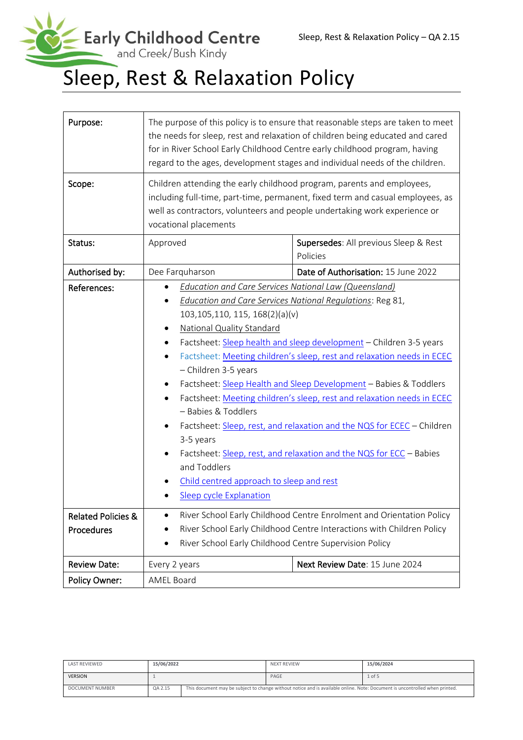# Sleep, Rest & Relaxation Policy

| | | |
|---|---|---|
| **Purpose:** | The purpose of this policy is to ensure that reasonable steps are taken to meet the needs for sleep, rest and relaxation of children being educated and cared for in River School Early Childhood Centre early childhood program, having regard to the ages, development stages and individual needs of the children. | |
| **Scope:** | Children attending the early childhood program, parents and employees, including full-time, part-time, permanent, fixed term and casual employees, as well as contractors, volunteers and people undertaking work experience or vocational placements | |
| **Status:** | Approved | **Supersedes**: All previous Sleep & Rest Policies |
| **Authorised by:** | Dee Farquharson | **Date of Authorisation:** 15 June 2022 |
| **References:** | • *Education and Care Services National Law (Queensland)*<br>• *Education and Care Services National Regulations*: Reg 81, 103,105,110, 115, 168(2)(a)(v)<br>• National Quality Standard<br>• Factsheet: Sleep health and sleep development – Children 3-5 years<br>• Factsheet: Meeting children's sleep, rest and relaxation needs in ECEC – Children 3-5 years<br>• Factsheet: Sleep Health and Sleep Development – Babies & Toddlers<br>• Factsheet: Meeting children's sleep, rest and relaxation needs in ECEC – Babies & Toddlers<br>• Factsheet: Sleep, rest, and relaxation and the NQS for ECEC – Children 3-5 years<br>• Factsheet: Sleep, rest, and relaxation and the NQS for ECC – Babies and Toddlers<br>• Child centred approach to sleep and rest<br>• Sleep cycle Explanation | |
| **Related Policies & Procedures** | • River School Early Childhood Centre Enrolment and Orientation Policy<br>• River School Early Childhood Centre Interactions with Children Policy<br>• River School Early Childhood Centre Supervision Policy | |
| **Review Date:** | Every 2 years | **Next Review Date**: 15 June 2024 |
| **Policy Owner:** | AMEL Board | |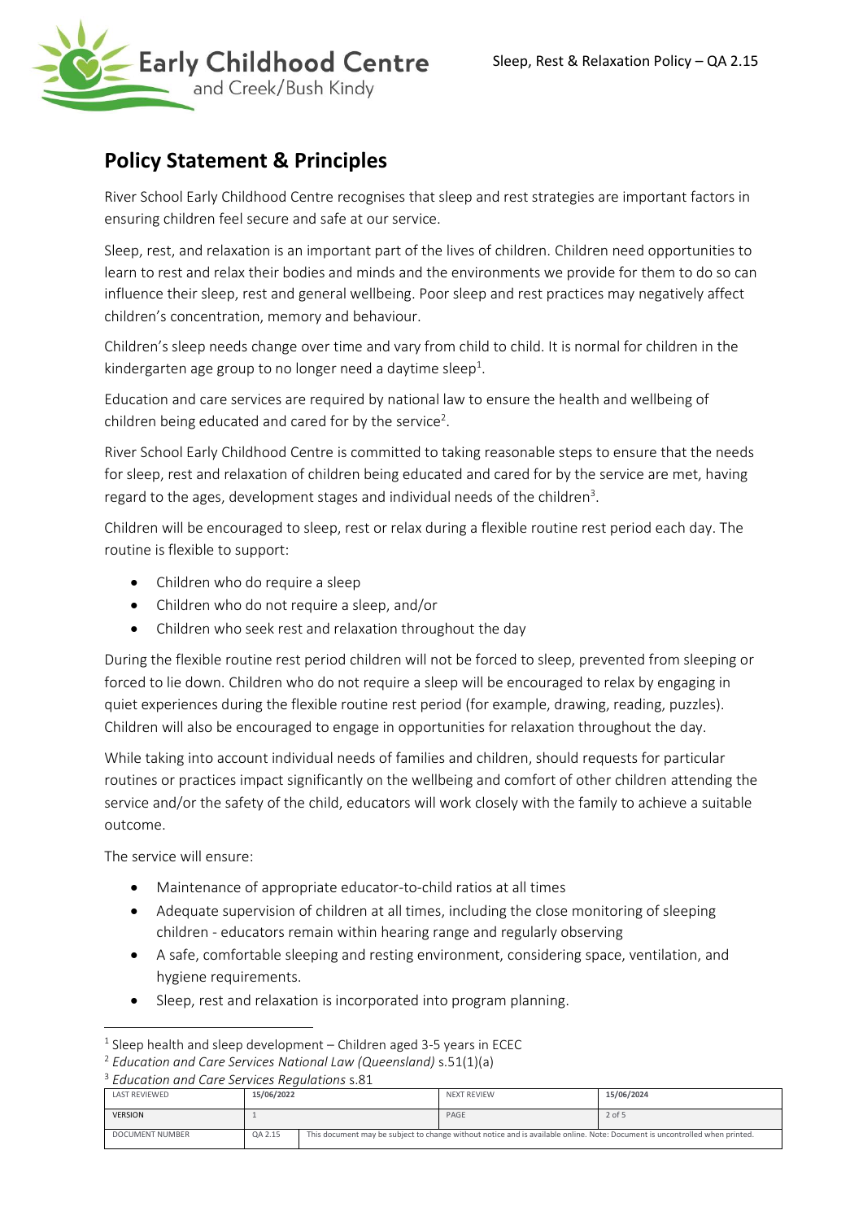## Policy Statement & Principles

River School Early Childhood Centre recognises that sleep and rest strategies are important factors in ensuring children feel secure and safe at our service.

Sleep, rest, and relaxation is an important part of the lives of children. Children need opportunities to learn to rest and relax their bodies and minds and the environments we provide for them to do so can influence their sleep, rest and general wellbeing. Poor sleep and rest practices may negatively affect children's concentration, memory and behaviour.

Children's sleep needs change over time and vary from child to child. It is normal for children in the kindergarten age group to no longer need a daytime sleep[1].

Education and care services are required by national law to ensure the health and wellbeing of children being educated and cared for by the service[2].

River School Early Childhood Centre is committed to taking reasonable steps to ensure that the needs for sleep, rest and relaxation of children being educated and cared for by the service are met, having regard to the ages, development stages and individual needs of the children[3].

Children will be encouraged to sleep, rest or relax during a flexible routine rest period each day. The routine is flexible to support:

- Children who do require a sleep
- Children who do not require a sleep, and/or
- Children who seek rest and relaxation throughout the day

During the flexible routine rest period children will not be forced to sleep, prevented from sleeping or forced to lie down. Children who do not require a sleep will be encouraged to relax by engaging in quiet experiences during the flexible routine rest period (for example, drawing, reading, puzzles). Children will also be encouraged to engage in opportunities for relaxation throughout the day.

While taking into account individual needs of families and children, should requests for particular routines or practices impact significantly on the wellbeing and comfort of other children attending the service and/or the safety of the child, educators will work closely with the family to achieve a suitable outcome.

The service will ensure:

- Maintenance of appropriate educator-to-child ratios at all times
- Adequate supervision of children at all times, including the close monitoring of sleeping children - educators remain within hearing range and regularly observing
- A safe, comfortable sleeping and resting environment, considering space, ventilation, and hygiene requirements.
- Sleep, rest and relaxation is incorporated into program planning.

---

[1] Sleep health and sleep development – Children aged 3-5 years in ECEC

[2] *Education and Care Services National Law (Queensland)* s.51(1)(a)

[3] *Education and Care Services Regulations* s.81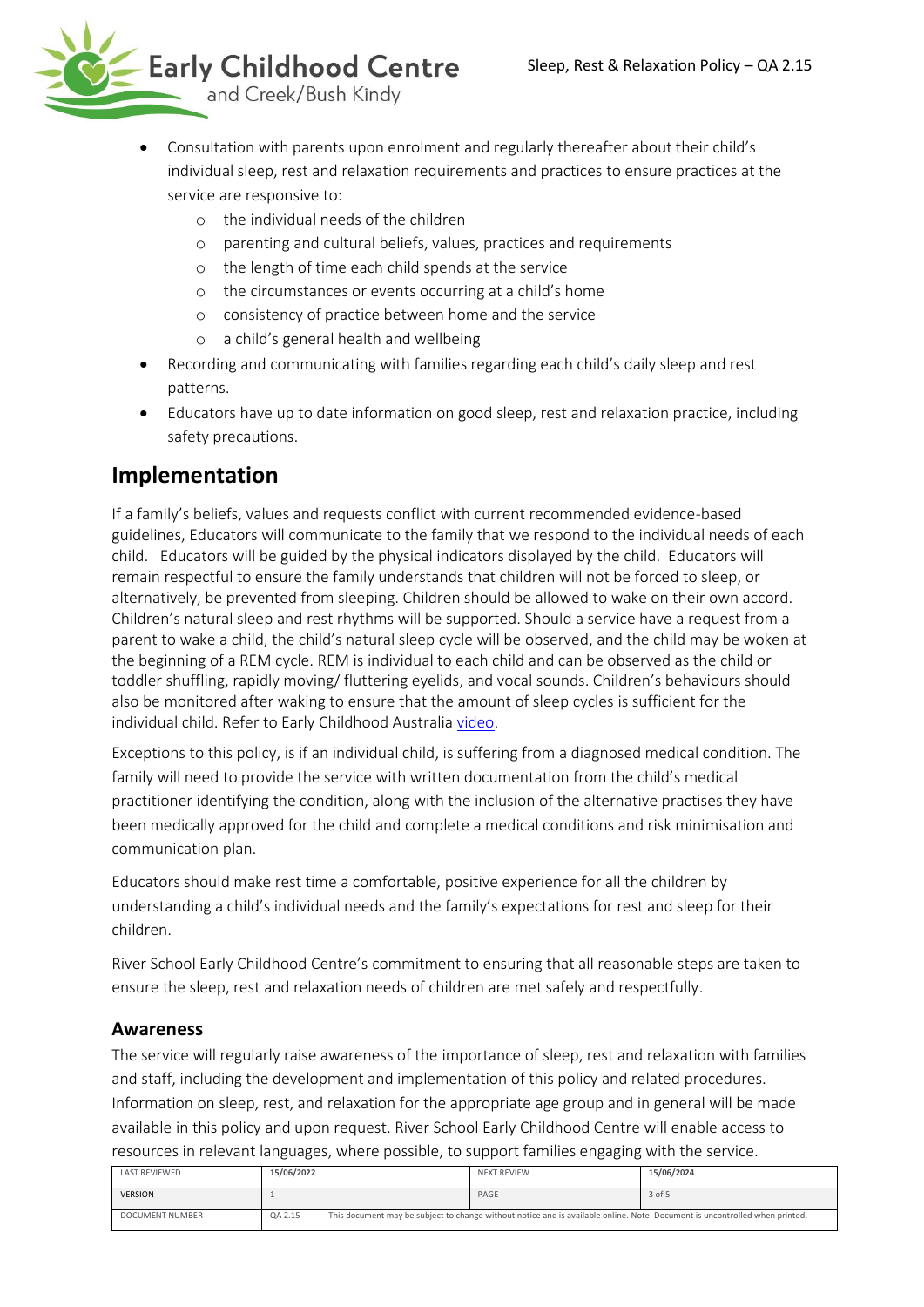- Consultation with parents upon enrolment and regularly thereafter about their child's individual sleep, rest and relaxation requirements and practices to ensure practices at the service are responsive to:
    - the individual needs of the children
    - parenting and cultural beliefs, values, practices and requirements
    - the length of time each child spends at the service
    - the circumstances or events occurring at a child's home
    - consistency of practice between home and the service
    - a child's general health and wellbeing
- Recording and communicating with families regarding each child's daily sleep and rest patterns.
- Educators have up to date information on good sleep, rest and relaxation practice, including safety precautions.

## Implementation

If a family's beliefs, values and requests conflict with current recommended evidence-based guidelines, Educators will communicate to the family that we respond to the individual needs of each child. Educators will be guided by the physical indicators displayed by the child. Educators will remain respectful to ensure the family understands that children will not be forced to sleep, or alternatively, be prevented from sleeping. Children should be allowed to wake on their own accord. Children's natural sleep and rest rhythms will be supported. Should a service have a request from a parent to wake a child, the child's natural sleep cycle will be observed, and the child may be woken at the beginning of a REM cycle. REM is individual to each child and can be observed as the child or toddler shuffling, rapidly moving/ fluttering eyelids, and vocal sounds. Children's behaviours should also be monitored after waking to ensure that the amount of sleep cycles is sufficient for the individual child. Refer to Early Childhood Australia video.

Exceptions to this policy, is if an individual child, is suffering from a diagnosed medical condition. The family will need to provide the service with written documentation from the child's medical practitioner identifying the condition, along with the inclusion of the alternative practises they have been medically approved for the child and complete a medical conditions and risk minimisation and communication plan.

Educators should make rest time a comfortable, positive experience for all the children by understanding a child's individual needs and the family's expectations for rest and sleep for their children.

River School Early Childhood Centre's commitment to ensuring that all reasonable steps are taken to ensure the sleep, rest and relaxation needs of children are met safely and respectfully.

### Awareness

The service will regularly raise awareness of the importance of sleep, rest and relaxation with families and staff, including the development and implementation of this policy and related procedures. Information on sleep, rest, and relaxation for the appropriate age group and in general will be made available in this policy and upon request. River School Early Childhood Centre will enable access to resources in relevant languages, where possible, to support families engaging with the service.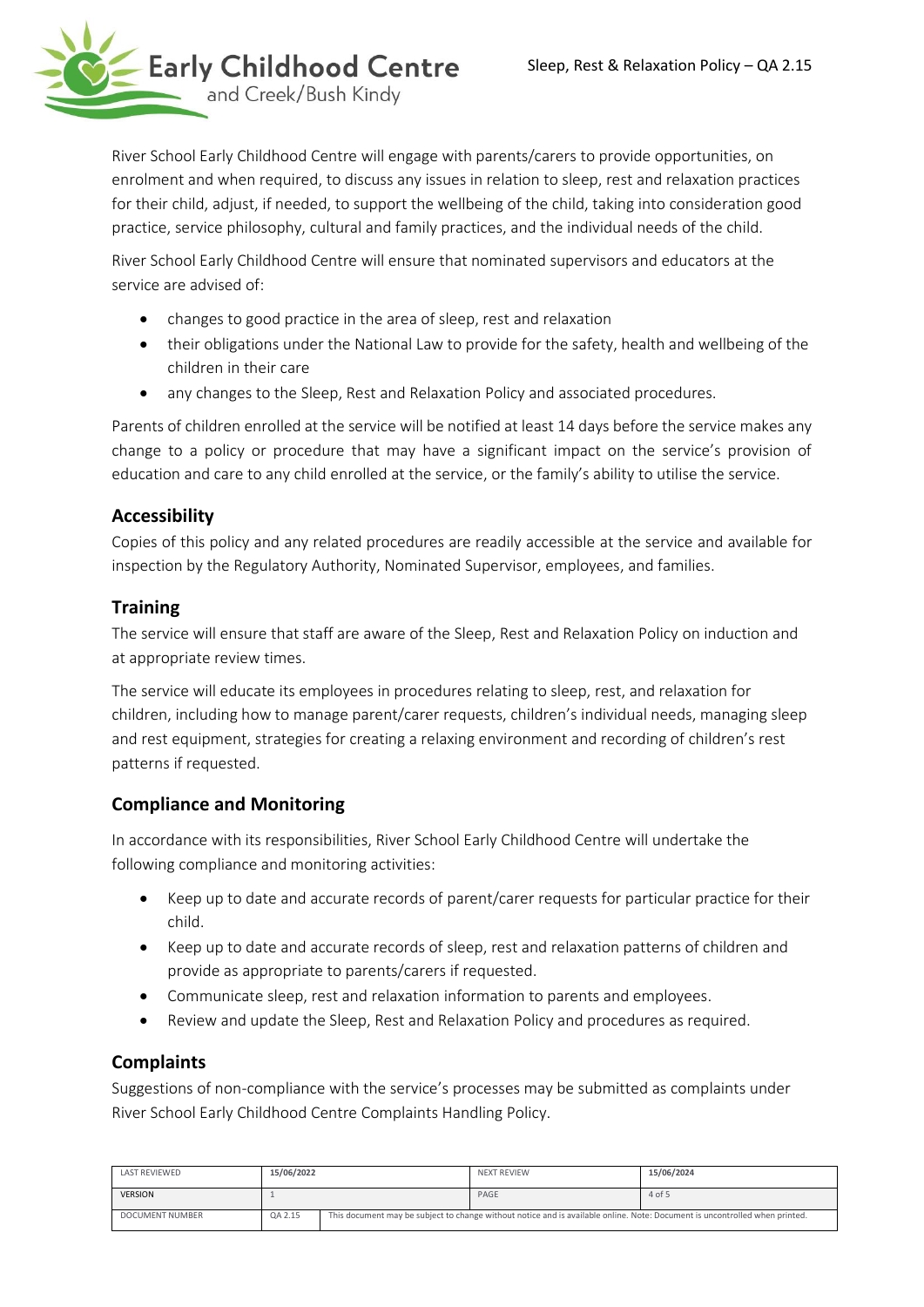River School Early Childhood Centre will engage with parents/carers to provide opportunities, on enrolment and when required, to discuss any issues in relation to sleep, rest and relaxation practices for their child, adjust, if needed, to support the wellbeing of the child, taking into consideration good practice, service philosophy, cultural and family practices, and the individual needs of the child.

River School Early Childhood Centre will ensure that nominated supervisors and educators at the service are advised of:

- changes to good practice in the area of sleep, rest and relaxation
- their obligations under the National Law to provide for the safety, health and wellbeing of the children in their care
- any changes to the Sleep, Rest and Relaxation Policy and associated procedures.

Parents of children enrolled at the service will be notified at least 14 days before the service makes any change to a policy or procedure that may have a significant impact on the service's provision of education and care to any child enrolled at the service, or the family's ability to utilise the service.

## Accessibility

Copies of this policy and any related procedures are readily accessible at the service and available for inspection by the Regulatory Authority, Nominated Supervisor, employees, and families.

## Training

The service will ensure that staff are aware of the Sleep, Rest and Relaxation Policy on induction and at appropriate review times.

The service will educate its employees in procedures relating to sleep, rest, and relaxation for children, including how to manage parent/carer requests, children's individual needs, managing sleep and rest equipment, strategies for creating a relaxing environment and recording of children's rest patterns if requested.

## Compliance and Monitoring

In accordance with its responsibilities, River School Early Childhood Centre will undertake the following compliance and monitoring activities:

- Keep up to date and accurate records of parent/carer requests for particular practice for their child.
- Keep up to date and accurate records of sleep, rest and relaxation patterns of children and provide as appropriate to parents/carers if requested.
- Communicate sleep, rest and relaxation information to parents and employees.
- Review and update the Sleep, Rest and Relaxation Policy and procedures as required.

## Complaints

Suggestions of non-compliance with the service's processes may be submitted as complaints under River School Early Childhood Centre Complaints Handling Policy.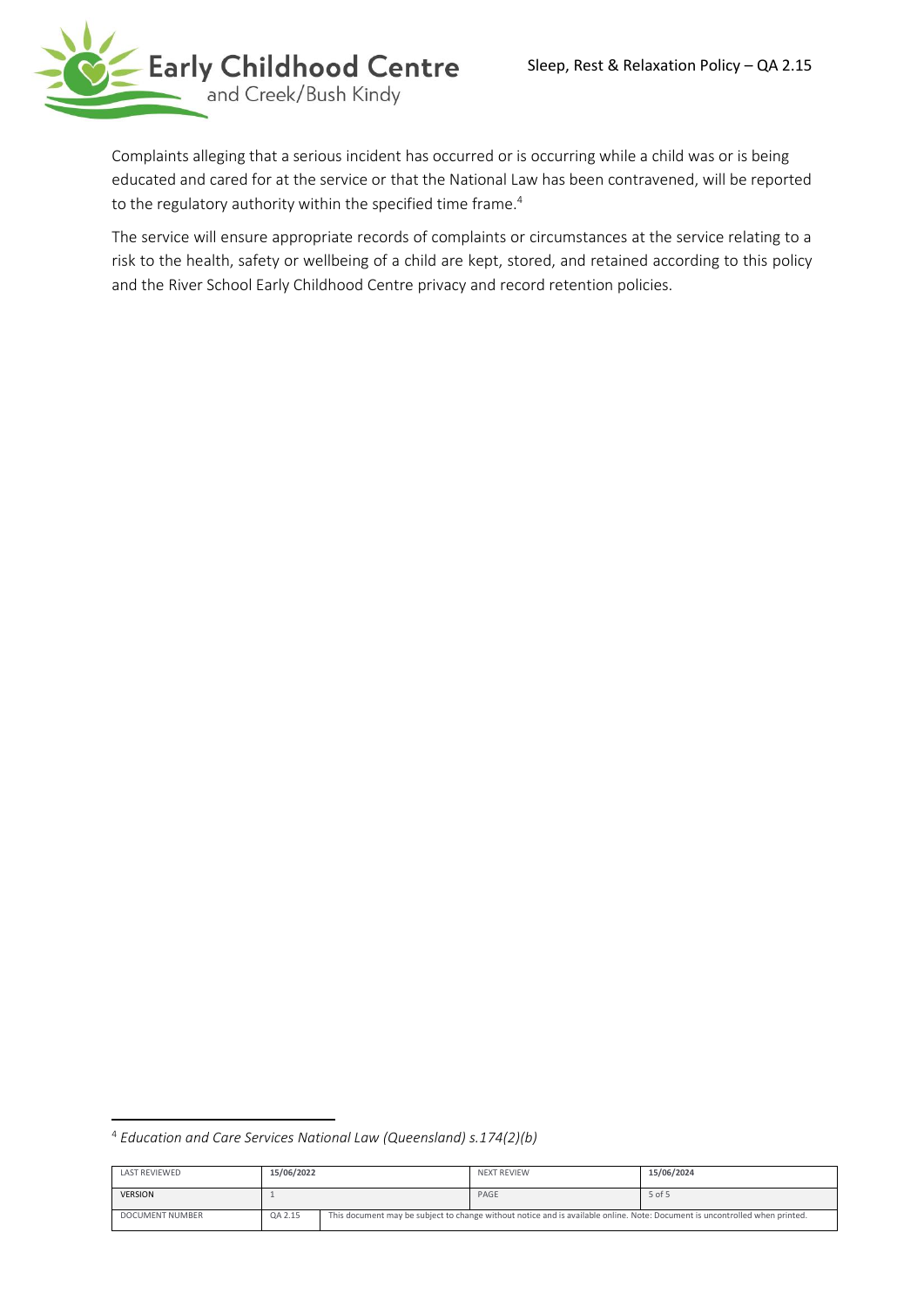Complaints alleging that a serious incident has occurred or is occurring while a child was or is being educated and cared for at the service or that the National Law has been contravened, will be reported to the regulatory authority within the specified time frame.[4]

The service will ensure appropriate records of complaints or circumstances at the service relating to a risk to the health, safety or wellbeing of a child are kept, stored, and retained according to this policy and the River School Early Childhood Centre privacy and record retention policies.

[4] *Education and Care Services National Law (Queensland) s.174(2)(b)*